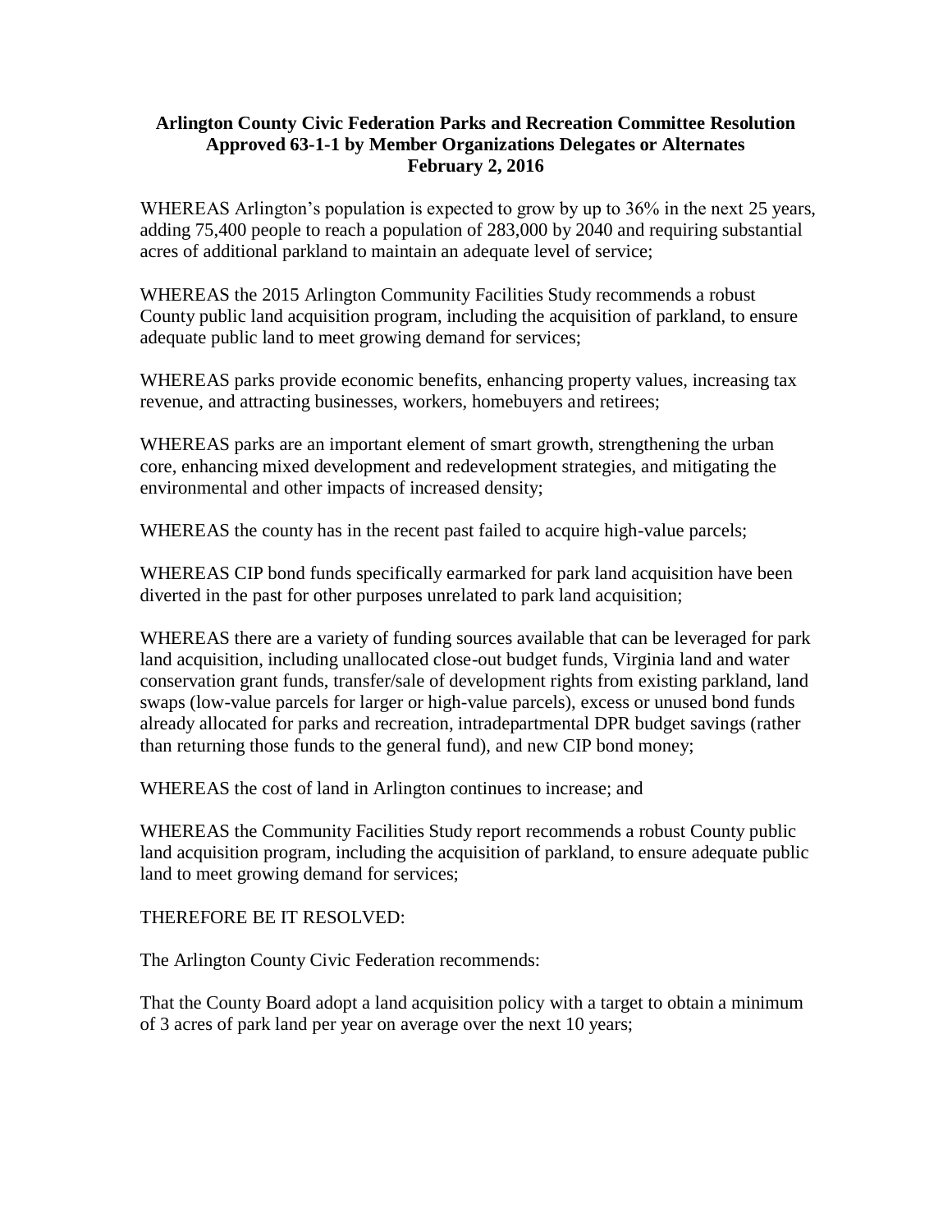**Arlington County Civic Federation Parks and Recreation Committee Resolution**
**Approved 63-1-1 by Member Organizations Delegates or Alternates**
**February 2, 2016**

WHEREAS Arlington's population is expected to grow by up to 36% in the next 25 years, adding 75,400 people to reach a population of 283,000 by 2040 and requiring substantial acres of additional parkland to maintain an adequate level of service;

WHEREAS the 2015 Arlington Community Facilities Study recommends a robust County public land acquisition program, including the acquisition of parkland, to ensure adequate public land to meet growing demand for services;

WHEREAS parks provide economic benefits, enhancing property values, increasing tax revenue, and attracting businesses, workers, homebuyers and retirees;

WHEREAS parks are an important element of smart growth, strengthening the urban core, enhancing mixed development and redevelopment strategies, and mitigating the environmental and other impacts of increased density;

WHEREAS the county has in the recent past failed to acquire high-value parcels;

WHEREAS CIP bond funds specifically earmarked for park land acquisition have been diverted in the past for other purposes unrelated to park land acquisition;

WHEREAS there are a variety of funding sources available that can be leveraged for park land acquisition, including unallocated close-out budget funds, Virginia land and water conservation grant funds, transfer/sale of development rights from existing parkland, land swaps (low-value parcels for larger or high-value parcels), excess or unused bond funds already allocated for parks and recreation, intradepartmental DPR budget savings (rather than returning those funds to the general fund), and new CIP bond money;

WHEREAS the cost of land in Arlington continues to increase; and

WHEREAS the Community Facilities Study report recommends a robust County public land acquisition program, including the acquisition of parkland, to ensure adequate public land to meet growing demand for services;

THEREFORE BE IT RESOLVED:

The Arlington County Civic Federation recommends:

That the County Board adopt a land acquisition policy with a target to obtain a minimum of 3 acres of park land per year on average over the next 10 years;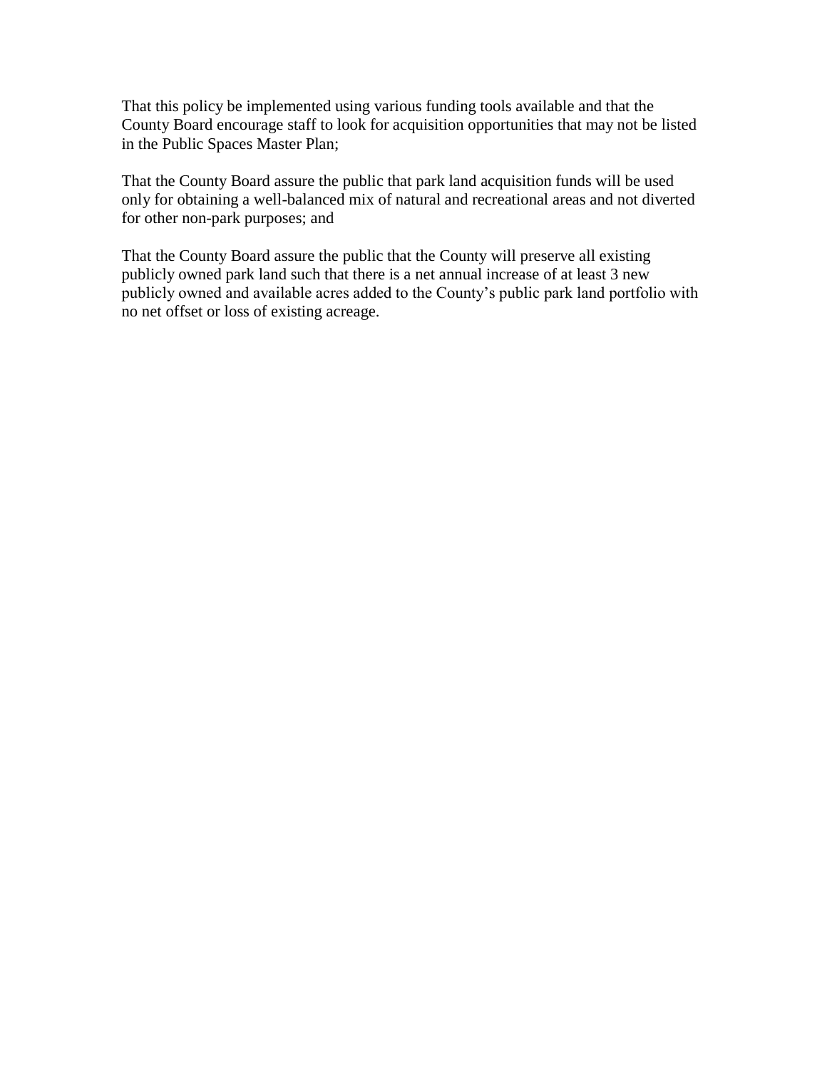That this policy be implemented using various funding tools available and that the County Board encourage staff to look for acquisition opportunities that may not be listed in the Public Spaces Master Plan;

That the County Board assure the public that park land acquisition funds will be used only for obtaining a well-balanced mix of natural and recreational areas and not diverted for other non-park purposes; and

That the County Board assure the public that the County will preserve all existing publicly owned park land such that there is a net annual increase of at least 3 new publicly owned and available acres added to the County's public park land portfolio with no net offset or loss of existing acreage.